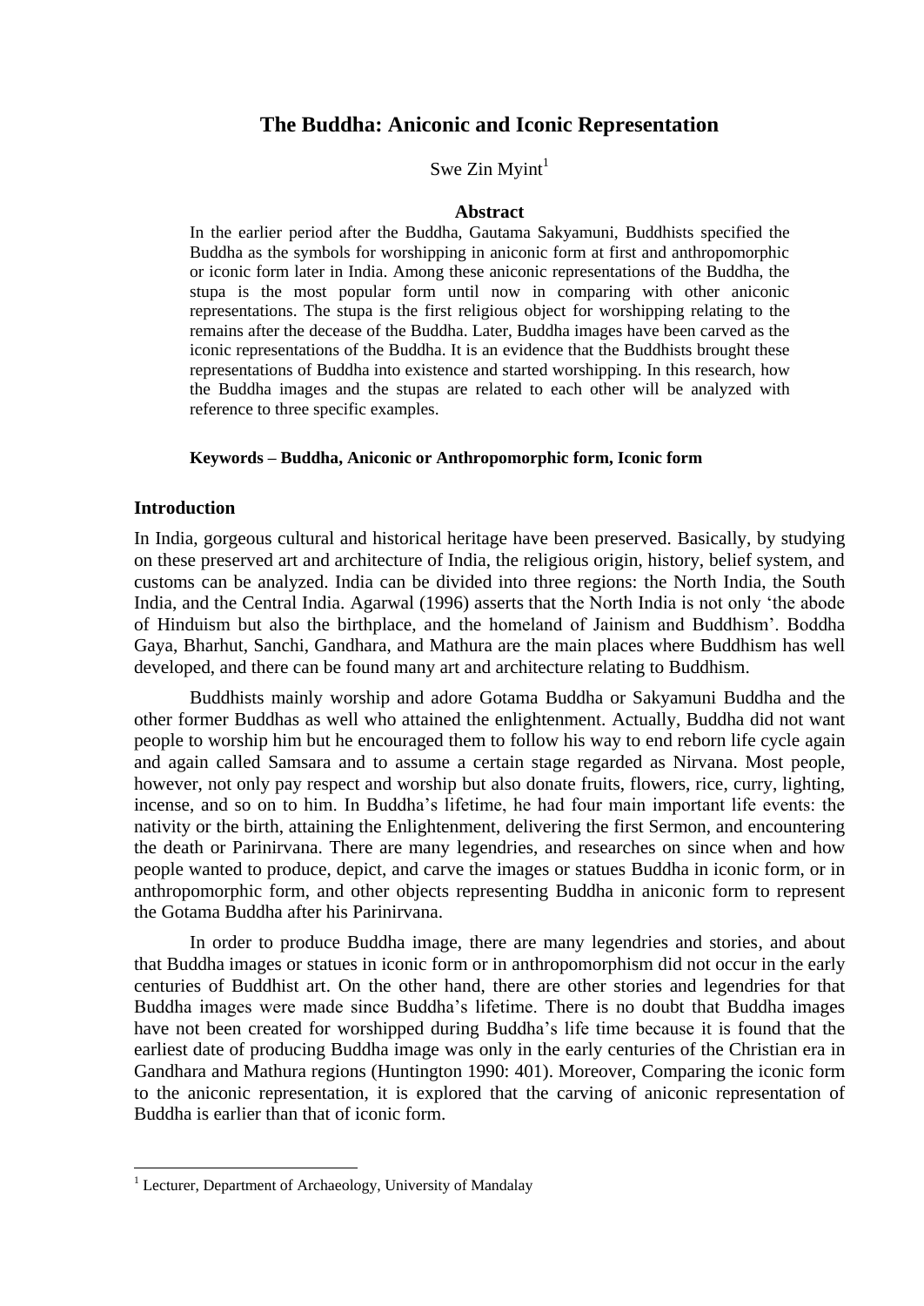# The Buddha: Aniconic and Iconic Representation

Swe Zin Myint[1]

## Abstract

In the earlier period after the Buddha, Gautama Sakyamuni, Buddhists specified the Buddha as the symbols for worshipping in aniconic form at first and anthropomorphic or iconic form later in India. Among these aniconic representations of the Buddha, the stupa is the most popular form until now in comparing with other aniconic representations. The stupa is the first religious object for worshipping relating to the remains after the decease of the Buddha. Later, Buddha images have been carved as the iconic representations of the Buddha. It is an evidence that the Buddhists brought these representations of Buddha into existence and started worshipping. In this research, how the Buddha images and the stupas are related to each other will be analyzed with reference to three specific examples.

**Keywords – Buddha, Aniconic or Anthropomorphic form, Iconic form**

## Introduction

In India, gorgeous cultural and historical heritage have been preserved. Basically, by studying on these preserved art and architecture of India, the religious origin, history, belief system, and customs can be analyzed. India can be divided into three regions: the North India, the South India, and the Central India. Agarwal (1996) asserts that the North India is not only 'the abode of Hinduism but also the birthplace, and the homeland of Jainism and Buddhism'. Boddha Gaya, Bharhut, Sanchi, Gandhara, and Mathura are the main places where Buddhism has well developed, and there can be found many art and architecture relating to Buddhism.

Buddhists mainly worship and adore Gotama Buddha or Sakyamuni Buddha and the other former Buddhas as well who attained the enlightenment. Actually, Buddha did not want people to worship him but he encouraged them to follow his way to end reborn life cycle again and again called Samsara and to assume a certain stage regarded as Nirvana. Most people, however, not only pay respect and worship but also donate fruits, flowers, rice, curry, lighting, incense, and so on to him. In Buddha's lifetime, he had four main important life events: the nativity or the birth, attaining the Enlightenment, delivering the first Sermon, and encountering the death or Parinirvana. There are many legendries, and researches on since when and how people wanted to produce, depict, and carve the images or statues Buddha in iconic form, or in anthropomorphic form, and other objects representing Buddha in aniconic form to represent the Gotama Buddha after his Parinirvana.

In order to produce Buddha image, there are many legendries and stories, and about that Buddha images or statues in iconic form or in anthropomorphism did not occur in the early centuries of Buddhist art. On the other hand, there are other stories and legendries for that Buddha images were made since Buddha's lifetime. There is no doubt that Buddha images have not been created for worshipped during Buddha's life time because it is found that the earliest date of producing Buddha image was only in the early centuries of the Christian era in Gandhara and Mathura regions (Huntington 1990: 401). Moreover, Comparing the iconic form to the aniconic representation, it is explored that the carving of aniconic representation of Buddha is earlier than that of iconic form.

---

[1] Lecturer, Department of Archaeology, University of Mandalay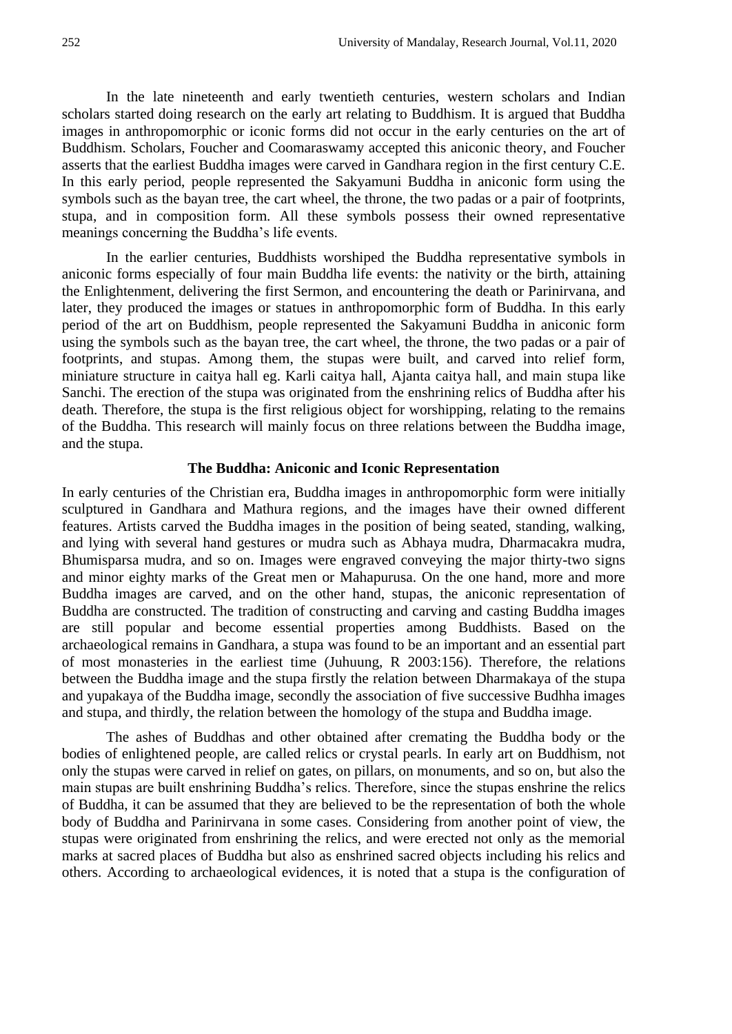In the late nineteenth and early twentieth centuries, western scholars and Indian scholars started doing research on the early art relating to Buddhism. It is argued that Buddha images in anthropomorphic or iconic forms did not occur in the early centuries on the art of Buddhism. Scholars, Foucher and Coomaraswamy accepted this aniconic theory, and Foucher asserts that the earliest Buddha images were carved in Gandhara region in the first century C.E. In this early period, people represented the Sakyamuni Buddha in aniconic form using the symbols such as the bayan tree, the cart wheel, the throne, the two padas or a pair of footprints, stupa, and in composition form. All these symbols possess their owned representative meanings concerning the Buddha's life events.

In the earlier centuries, Buddhists worshiped the Buddha representative symbols in aniconic forms especially of four main Buddha life events: the nativity or the birth, attaining the Enlightenment, delivering the first Sermon, and encountering the death or Parinirvana, and later, they produced the images or statues in anthropomorphic form of Buddha. In this early period of the art on Buddhism, people represented the Sakyamuni Buddha in aniconic form using the symbols such as the bayan tree, the cart wheel, the throne, the two padas or a pair of footprints, and stupas. Among them, the stupas were built, and carved into relief form, miniature structure in caitya hall eg. Karli caitya hall, Ajanta caitya hall, and main stupa like Sanchi. The erection of the stupa was originated from the enshrining relics of Buddha after his death. Therefore, the stupa is the first religious object for worshipping, relating to the remains of the Buddha. This research will mainly focus on three relations between the Buddha image, and the stupa.

## The Buddha: Aniconic and Iconic Representation

In early centuries of the Christian era, Buddha images in anthropomorphic form were initially sculptured in Gandhara and Mathura regions, and the images have their owned different features. Artists carved the Buddha images in the position of being seated, standing, walking, and lying with several hand gestures or mudra such as Abhaya mudra, Dharmacakra mudra, Bhumisparsa mudra, and so on. Images were engraved conveying the major thirty-two signs and minor eighty marks of the Great men or Mahapurusa. On the one hand, more and more Buddha images are carved, and on the other hand, stupas, the aniconic representation of Buddha are constructed. The tradition of constructing and carving and casting Buddha images are still popular and become essential properties among Buddhists. Based on the archaeological remains in Gandhara, a stupa was found to be an important and an essential part of most monasteries in the earliest time (Juhuung, R 2003:156). Therefore, the relations between the Buddha image and the stupa firstly the relation between Dharmakaya of the stupa and yupakaya of the Buddha image, secondly the association of five successive Budhha images and stupa, and thirdly, the relation between the homology of the stupa and Buddha image.

The ashes of Buddhas and other obtained after cremating the Buddha body or the bodies of enlightened people, are called relics or crystal pearls. In early art on Buddhism, not only the stupas were carved in relief on gates, on pillars, on monuments, and so on, but also the main stupas are built enshrining Buddha's relics. Therefore, since the stupas enshrine the relics of Buddha, it can be assumed that they are believed to be the representation of both the whole body of Buddha and Parinirvana in some cases. Considering from another point of view, the stupas were originated from enshrining the relics, and were erected not only as the memorial marks at sacred places of Buddha but also as enshrined sacred objects including his relics and others. According to archaeological evidences, it is noted that a stupa is the configuration of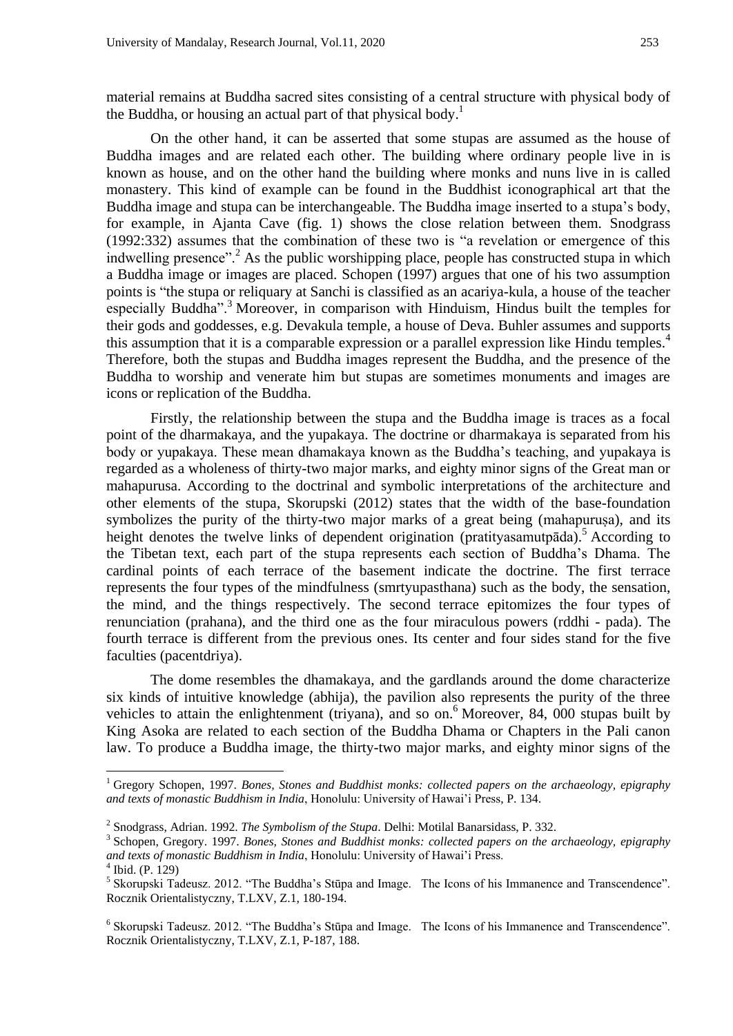material remains at Buddha sacred sites consisting of a central structure with physical body of the Buddha, or housing an actual part of that physical body.[1]

On the other hand, it can be asserted that some stupas are assumed as the house of Buddha images and are related each other. The building where ordinary people live in is known as house, and on the other hand the building where monks and nuns live in is called monastery. This kind of example can be found in the Buddhist iconographical art that the Buddha image and stupa can be interchangeable. The Buddha image inserted to a stupa's body, for example, in Ajanta Cave (fig. 1) shows the close relation between them. Snodgrass (1992:332) assumes that the combination of these two is "a revelation or emergence of this indwelling presence".[2] As the public worshipping place, people has constructed stupa in which a Buddha image or images are placed. Schopen (1997) argues that one of his two assumption points is "the stupa or reliquary at Sanchi is classified as an acariya-kula, a house of the teacher especially Buddha".[3] Moreover, in comparison with Hinduism, Hindus built the temples for their gods and goddesses, e.g. Devakula temple, a house of Deva. Buhler assumes and supports this assumption that it is a comparable expression or a parallel expression like Hindu temples.[4] Therefore, both the stupas and Buddha images represent the Buddha, and the presence of the Buddha to worship and venerate him but stupas are sometimes monuments and images are icons or replication of the Buddha.

Firstly, the relationship between the stupa and the Buddha image is traces as a focal point of the dharmakaya, and the yupakaya. The doctrine or dharmakaya is separated from his body or yupakaya. These mean dhamakaya known as the Buddha's teaching, and yupakaya is regarded as a wholeness of thirty-two major marks, and eighty minor signs of the Great man or mahapurusa. According to the doctrinal and symbolic interpretations of the architecture and other elements of the stupa, Skorupski (2012) states that the width of the base-foundation symbolizes the purity of the thirty-two major marks of a great being (mahapuruṣa), and its height denotes the twelve links of dependent origination (pratityasamutpāda).[5] According to the Tibetan text, each part of the stupa represents each section of Buddha's Dhama. The cardinal points of each terrace of the basement indicate the doctrine. The first terrace represents the four types of the mindfulness (smrtyupasthana) such as the body, the sensation, the mind, and the things respectively. The second terrace epitomizes the four types of renunciation (prahana), and the third one as the four miraculous powers (rddhi - pada). The fourth terrace is different from the previous ones. Its center and four sides stand for the five faculties (pacentdriya).

The dome resembles the dhamakaya, and the gardlands around the dome characterize six kinds of intuitive knowledge (abhija), the pavilion also represents the purity of the three vehicles to attain the enlightenment (triyana), and so on.[6] Moreover, 84, 000 stupas built by King Asoka are related to each section of the Buddha Dhama or Chapters in the Pali canon law. To produce a Buddha image, the thirty-two major marks, and eighty minor signs of the

---

[1] Gregory Schopen, 1997. *Bones, Stones and Buddhist monks: collected papers on the archaeology, epigraphy and texts of monastic Buddhism in India*, Honolulu: University of Hawai'i Press, P. 134.

[2] Snodgrass, Adrian. 1992. *The Symbolism of the Stupa*. Delhi: Motilal Banarsidass, P. 332.

[3] Schopen, Gregory. 1997. *Bones, Stones and Buddhist monks: collected papers on the archaeology, epigraphy and texts of monastic Buddhism in India*, Honolulu: University of Hawai'i Press.

[4] Ibid. (P. 129)

[5] Skorupski Tadeusz. 2012. "The Buddha's Stūpa and Image. The Icons of his Immanence and Transcendence". Rocznik Orientalistyczny, T.LXV, Z.1, 180-194.

[6] Skorupski Tadeusz. 2012. "The Buddha's Stūpa and Image. The Icons of his Immanence and Transcendence". Rocznik Orientalistyczny, T.LXV, Z.1, P-187, 188.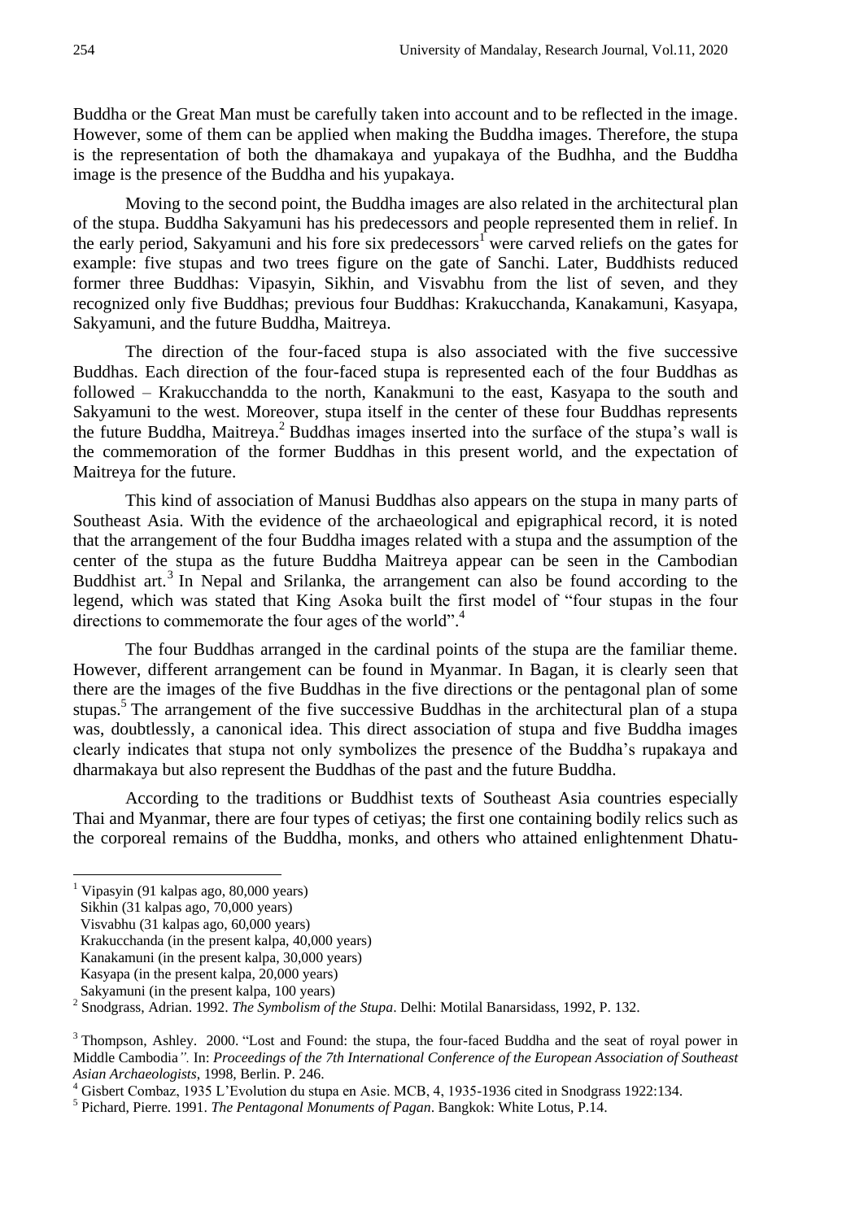Buddha or the Great Man must be carefully taken into account and to be reflected in the image. However, some of them can be applied when making the Buddha images. Therefore, the stupa is the representation of both the dhamakaya and yupakaya of the Budhha, and the Buddha image is the presence of the Buddha and his yupakaya.

Moving to the second point, the Buddha images are also related in the architectural plan of the stupa. Buddha Sakyamuni has his predecessors and people represented them in relief. In the early period, Sakyamuni and his fore six predecessors[1] were carved reliefs on the gates for example: five stupas and two trees figure on the gate of Sanchi. Later, Buddhists reduced former three Buddhas: Vipasyin, Sikhin, and Visvabhu from the list of seven, and they recognized only five Buddhas; previous four Buddhas: Krakucchanda, Kanakamuni, Kasyapa, Sakyamuni, and the future Buddha, Maitreya.

The direction of the four-faced stupa is also associated with the five successive Buddhas. Each direction of the four-faced stupa is represented each of the four Buddhas as followed – Krakucchandda to the north, Kanakmuni to the east, Kasyapa to the south and Sakyamuni to the west. Moreover, stupa itself in the center of these four Buddhas represents the future Buddha, Maitreya.[2] Buddhas images inserted into the surface of the stupa's wall is the commemoration of the former Buddhas in this present world, and the expectation of Maitreya for the future.

This kind of association of Manusi Buddhas also appears on the stupa in many parts of Southeast Asia. With the evidence of the archaeological and epigraphical record, it is noted that the arrangement of the four Buddha images related with a stupa and the assumption of the center of the stupa as the future Buddha Maitreya appear can be seen in the Cambodian Buddhist art.[3] In Nepal and Srilanka, the arrangement can also be found according to the legend, which was stated that King Asoka built the first model of "four stupas in the four directions to commemorate the four ages of the world".[4]

The four Buddhas arranged in the cardinal points of the stupa are the familiar theme. However, different arrangement can be found in Myanmar. In Bagan, it is clearly seen that there are the images of the five Buddhas in the five directions or the pentagonal plan of some stupas.[5] The arrangement of the five successive Buddhas in the architectural plan of a stupa was, doubtlessly, a canonical idea. This direct association of stupa and five Buddha images clearly indicates that stupa not only symbolizes the presence of the Buddha's rupakaya and dharmakaya but also represent the Buddhas of the past and the future Buddha.

According to the traditions or Buddhist texts of Southeast Asia countries especially Thai and Myanmar, there are four types of cetiyas; the first one containing bodily relics such as the corporeal remains of the Buddha, monks, and others who attained enlightenment Dhatu-

---

[1] Vipasyin (91 kalpas ago, 80,000 years)
Sikhin (31 kalpas ago, 70,000 years)
Visvabhu (31 kalpas ago, 60,000 years)
Krakucchanda (in the present kalpa, 40,000 years)
Kanakamuni (in the present kalpa, 30,000 years)
Kasyapa (in the present kalpa, 20,000 years)
Sakyamuni (in the present kalpa, 100 years)

[2] Snodgrass, Adrian. 1992. *The Symbolism of the Stupa*. Delhi: Motilal Banarsidass, 1992, P. 132.

[3] Thompson, Ashley. 2000. "Lost and Found: the stupa, the four-faced Buddha and the seat of royal power in Middle Cambodia*".* In: *Proceedings of the 7th International Conference of the European Association of Southeast Asian Archaeologists*, 1998, Berlin. P. 246.

[4] Gisbert Combaz, 1935 L'Evolution du stupa en Asie. MCB, 4, 1935-1936 cited in Snodgrass 1922:134.

[5] Pichard, Pierre. 1991. *The Pentagonal Monuments of Pagan*. Bangkok: White Lotus, P.14.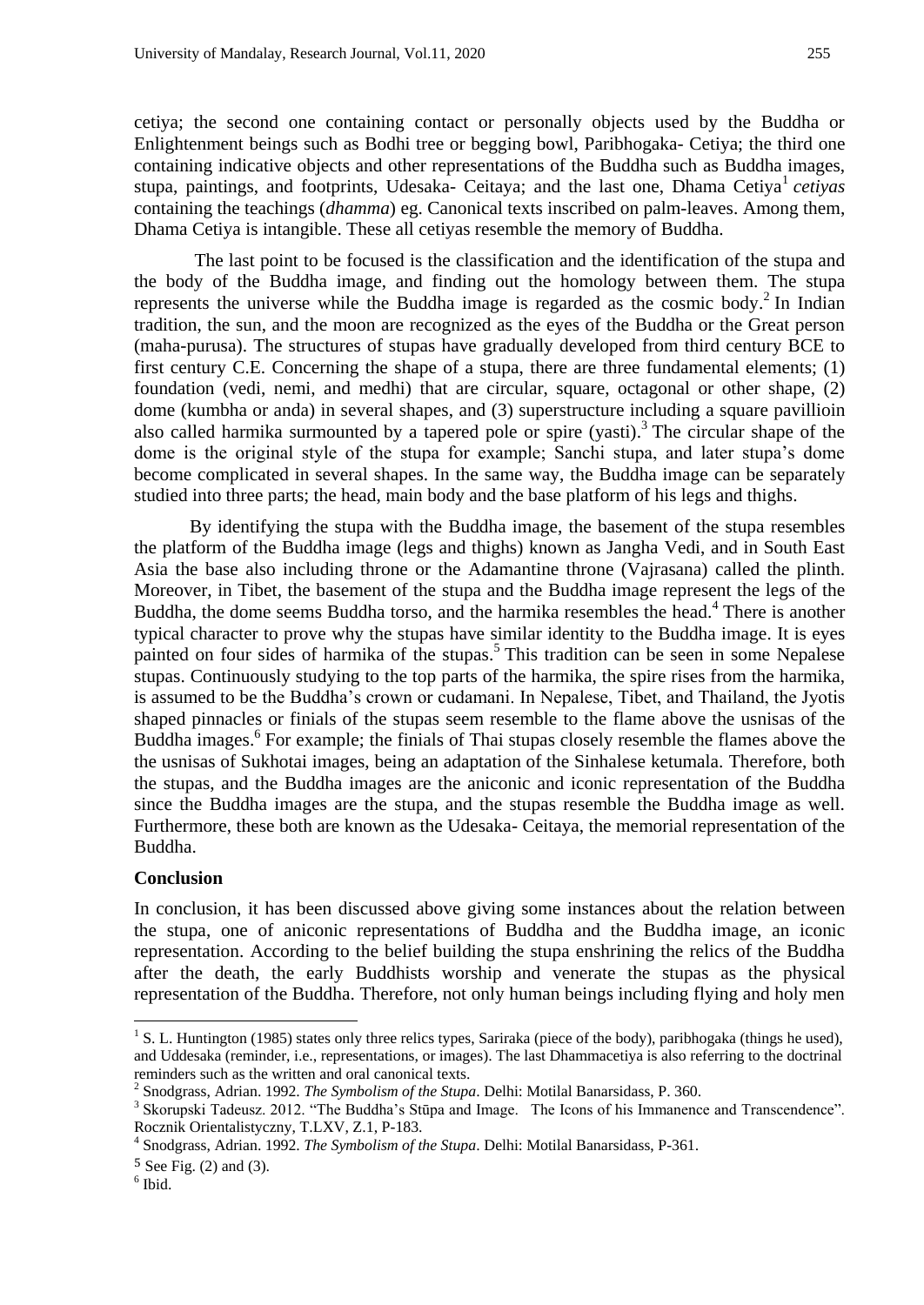cetiya; the second one containing contact or personally objects used by the Buddha or Enlightenment beings such as Bodhi tree or begging bowl, Paribhogaka- Cetiya; the third one containing indicative objects and other representations of the Buddha such as Buddha images, stupa, paintings, and footprints, Udesaka- Ceitaya; and the last one, Dhama Cetiya[1] *cetiyas* containing the teachings (*dhamma*) eg. Canonical texts inscribed on palm-leaves. Among them, Dhama Cetiya is intangible. These all cetiyas resemble the memory of Buddha.

The last point to be focused is the classification and the identification of the stupa and the body of the Buddha image, and finding out the homology between them. The stupa represents the universe while the Buddha image is regarded as the cosmic body.[2] In Indian tradition, the sun, and the moon are recognized as the eyes of the Buddha or the Great person (maha-purusa). The structures of stupas have gradually developed from third century BCE to first century C.E. Concerning the shape of a stupa, there are three fundamental elements; (1) foundation (vedi, nemi, and medhi) that are circular, square, octagonal or other shape, (2) dome (kumbha or anda) in several shapes, and (3) superstructure including a square pavillioin also called harmika surmounted by a tapered pole or spire (yasti).[3] The circular shape of the dome is the original style of the stupa for example; Sanchi stupa, and later stupa's dome become complicated in several shapes. In the same way, the Buddha image can be separately studied into three parts; the head, main body and the base platform of his legs and thighs.

By identifying the stupa with the Buddha image, the basement of the stupa resembles the platform of the Buddha image (legs and thighs) known as Jangha Vedi, and in South East Asia the base also including throne or the Adamantine throne (Vajrasana) called the plinth. Moreover, in Tibet, the basement of the stupa and the Buddha image represent the legs of the Buddha, the dome seems Buddha torso, and the harmika resembles the head.[4] There is another typical character to prove why the stupas have similar identity to the Buddha image. It is eyes painted on four sides of harmika of the stupas.[5] This tradition can be seen in some Nepalese stupas. Continuously studying to the top parts of the harmika, the spire rises from the harmika, is assumed to be the Buddha's crown or cudamani. In Nepalese, Tibet, and Thailand, the Jyotis shaped pinnacles or finials of the stupas seem resemble to the flame above the usnisas of the Buddha images.[6] For example; the finials of Thai stupas closely resemble the flames above the usnisas of Sukhotai images, being an adaptation of the Sinhalese ketumala. Therefore, both the stupas, and the Buddha images are the aniconic and iconic representation of the Buddha since the Buddha images are the stupa, and the stupas resemble the Buddha image as well. Furthermore, these both are known as the Udesaka- Ceitaya, the memorial representation of the Buddha.

## Conclusion

In conclusion, it has been discussed above giving some instances about the relation between the stupa, one of aniconic representations of Buddha and the Buddha image, an iconic representation. According to the belief building the stupa enshrining the relics of the Buddha after the death, the early Buddhists worship and venerate the stupas as the physical representation of the Buddha. Therefore, not only human beings including flying and holy men

---

[1] S. L. Huntington (1985) states only three relics types, Sariraka (piece of the body), paribhogaka (things he used), and Uddesaka (reminder, i.e., representations, or images). The last Dhammacetiya is also referring to the doctrinal reminders such as the written and oral canonical texts.

[2] Snodgrass, Adrian. 1992. *The Symbolism of the Stupa*. Delhi: Motilal Banarsidass, P. 360.

[3] Skorupski Tadeusz. 2012. "The Buddha's Stūpa and Image. The Icons of his Immanence and Transcendence". Rocznik Orientalistyczny, T.LXV, Z.1, P-183.

[4] Snodgrass, Adrian. 1992. *The Symbolism of the Stupa*. Delhi: Motilal Banarsidass, P-361.

[5] See Fig. (2) and (3).

[6] Ibid.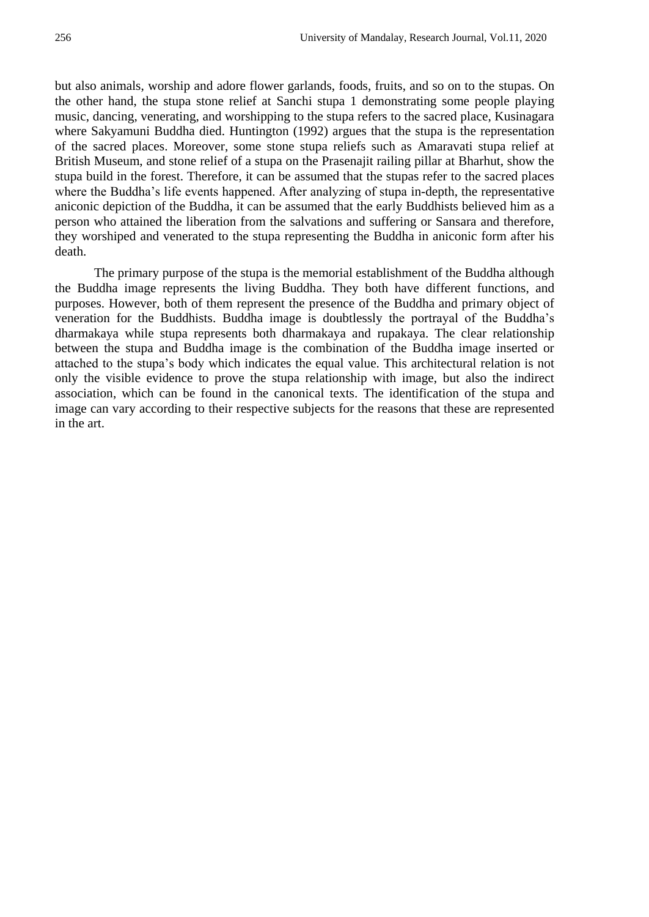but also animals, worship and adore flower garlands, foods, fruits, and so on to the stupas. On the other hand, the stupa stone relief at Sanchi stupa 1 demonstrating some people playing music, dancing, venerating, and worshipping to the stupa refers to the sacred place, Kusinagara where Sakyamuni Buddha died. Huntington (1992) argues that the stupa is the representation of the sacred places. Moreover, some stone stupa reliefs such as Amaravati stupa relief at British Museum, and stone relief of a stupa on the Prasenajit railing pillar at Bharhut, show the stupa build in the forest. Therefore, it can be assumed that the stupas refer to the sacred places where the Buddha's life events happened. After analyzing of stupa in-depth, the representative aniconic depiction of the Buddha, it can be assumed that the early Buddhists believed him as a person who attained the liberation from the salvations and suffering or Sansara and therefore, they worshiped and venerated to the stupa representing the Buddha in aniconic form after his death.

The primary purpose of the stupa is the memorial establishment of the Buddha although the Buddha image represents the living Buddha. They both have different functions, and purposes. However, both of them represent the presence of the Buddha and primary object of veneration for the Buddhists. Buddha image is doubtlessly the portrayal of the Buddha's dharmakaya while stupa represents both dharmakaya and rupakaya. The clear relationship between the stupa and Buddha image is the combination of the Buddha image inserted or attached to the stupa's body which indicates the equal value. This architectural relation is not only the visible evidence to prove the stupa relationship with image, but also the indirect association, which can be found in the canonical texts. The identification of the stupa and image can vary according to their respective subjects for the reasons that these are represented in the art.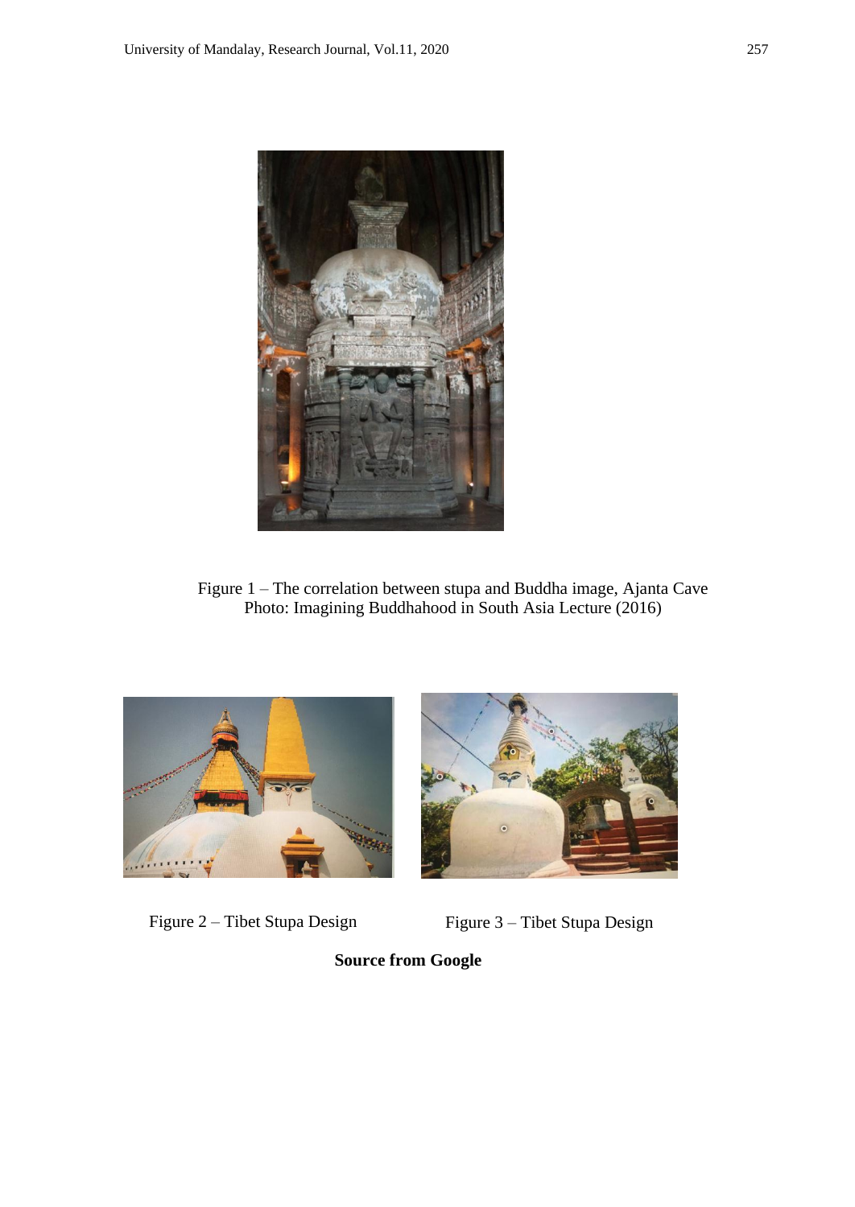Figure 1 – The correlation between stupa and Buddha image, Ajanta Cave
Photo: Imagining Buddhahood in South Asia Lecture (2016)

Figure 2 – Tibet Stupa Design

Figure 3 – Tibet Stupa Design

**Source from Google**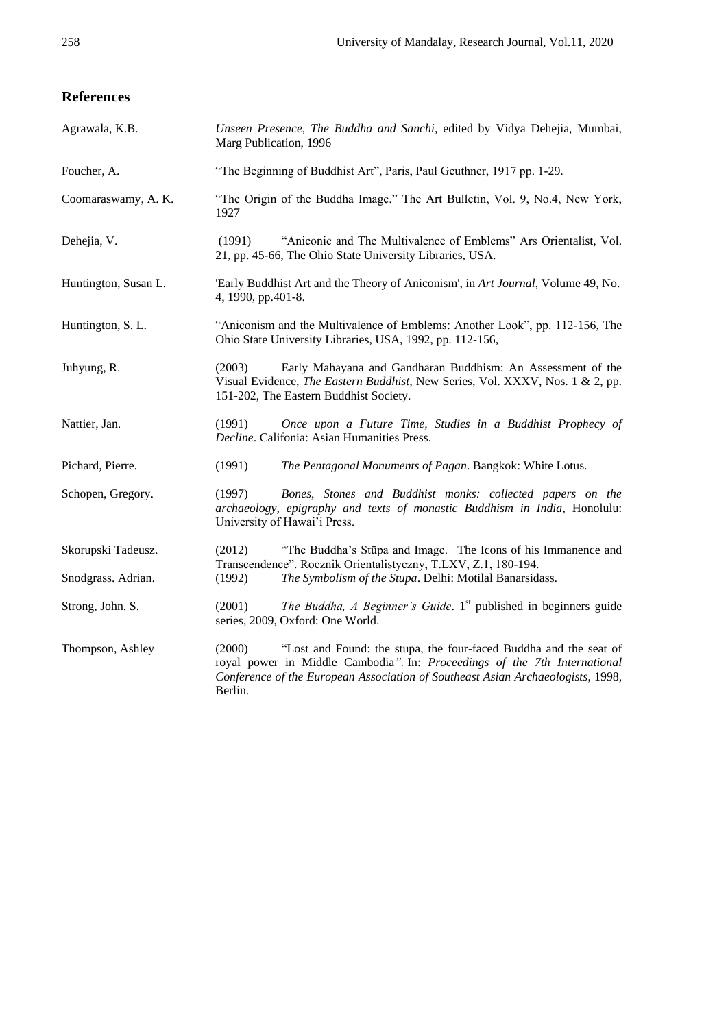## References

Agrawala, K.B. *Unseen Presence, The Buddha and Sanchi*, edited by Vidya Dehejia, Mumbai, Marg Publication, 1996

Foucher, A. "The Beginning of Buddhist Art", Paris, Paul Geuthner, 1917 pp. 1-29.

Coomaraswamy, A. K. "The Origin of the Buddha Image." The Art Bulletin, Vol. 9, No.4, New York, 1927

Dehejia, V. (1991) "Aniconic and The Multivalence of Emblems" Ars Orientalist, Vol. 21, pp. 45-66, The Ohio State University Libraries, USA.

Huntington, Susan L. 'Early Buddhist Art and the Theory of Aniconism', in *Art Journal*, Volume 49, No. 4, 1990, pp.401-8.

Huntington, S. L. "Aniconism and the Multivalence of Emblems: Another Look", pp. 112-156, The Ohio State University Libraries, USA, 1992, pp. 112-156,

Juhyung, R. (2003) Early Mahayana and Gandharan Buddhism: An Assessment of the Visual Evidence, *The Eastern Buddhist*, New Series, Vol. XXXV, Nos. 1 & 2, pp. 151-202, The Eastern Buddhist Society.

Nattier, Jan. (1991) *Once upon a Future Time, Studies in a Buddhist Prophecy of Decline*. Califonia: Asian Humanities Press.

Pichard, Pierre. (1991) *The Pentagonal Monuments of Pagan*. Bangkok: White Lotus.

Schopen, Gregory. (1997) *Bones, Stones and Buddhist monks: collected papers on the archaeology, epigraphy and texts of monastic Buddhism in India*, Honolulu: University of Hawai'i Press.

Skorupski Tadeusz. (2012) "The Buddha's Stūpa and Image. The Icons of his Immanence and Transcendence". Rocznik Orientalistyczny, T.LXV, Z.1, 180-194.

Snodgrass. Adrian. (1992) *The Symbolism of the Stupa*. Delhi: Motilal Banarsidass.

Strong, John. S. (2001) *The Buddha, A Beginner's Guide*. 1st published in beginners guide series, 2009, Oxford: One World.

Thompson, Ashley (2000) "Lost and Found: the stupa, the four-faced Buddha and the seat of royal power in Middle Cambodia". In: *Proceedings of the 7th International Conference of the European Association of Southeast Asian Archaeologists*, 1998, Berlin.